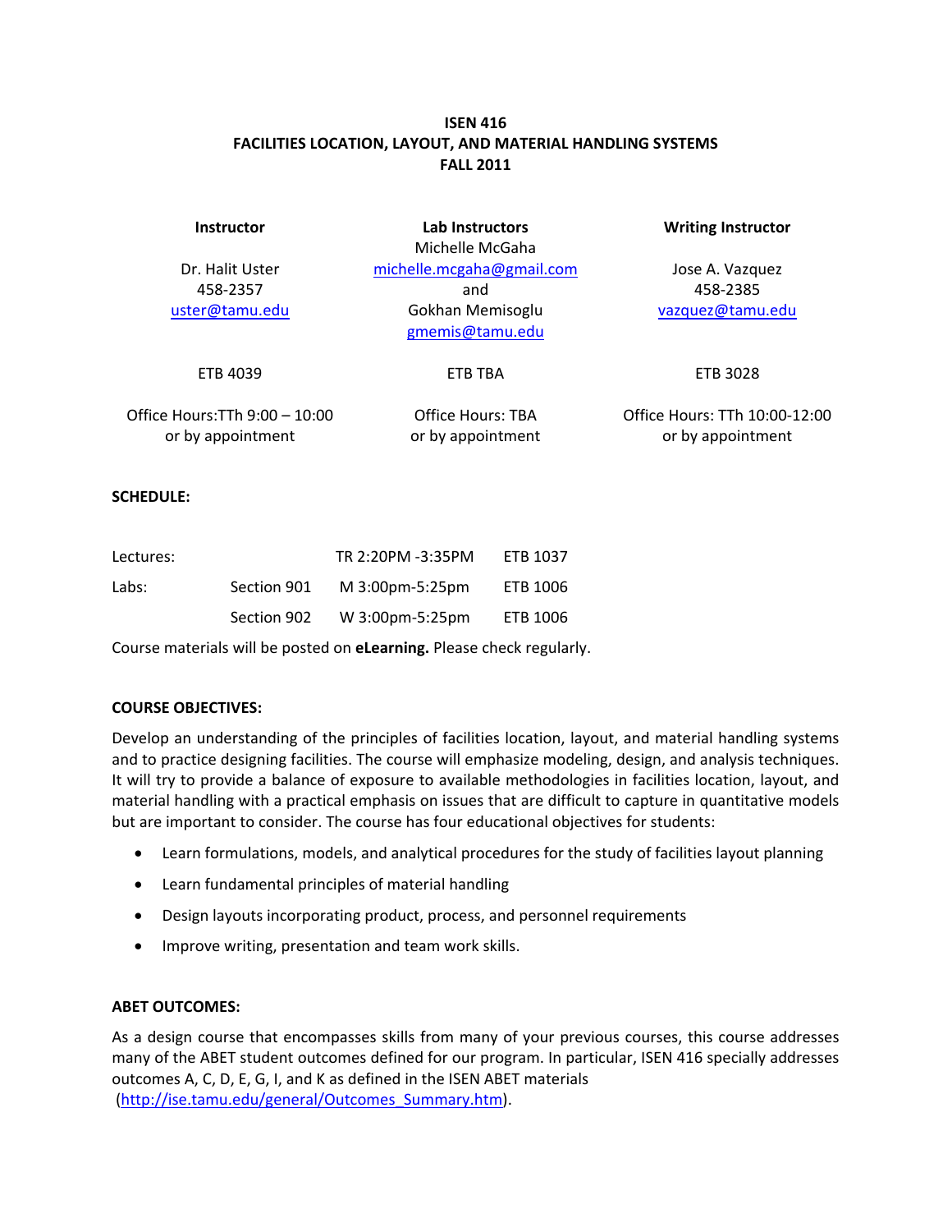# ISEN 416
## FACILITIES LOCATION, LAYOUT, AND MATERIAL HANDLING SYSTEMS
## FALL 2011

| Instructor | Lab Instructors | Writing Instructor |
|---|---|---|
| Dr. Halit Uster<br>458-2357<br>uster@tamu.edu | Michelle McGaha<br>michelle.mcgaha@gmail.com<br>and<br>Gokhan Memisoglu<br>gmemis@tamu.edu | Jose A. Vazquez<br>458-2385<br>vazquez@tamu.edu |
| ETB 4039 | ETB TBA | ETB 3028 |
| Office Hours:TTh 9:00 – 10:00<br>or by appointment | Office Hours: TBA<br>or by appointment | Office Hours: TTh 10:00-12:00<br>or by appointment |

**SCHEDULE:**

| | | | |
|---|---|---|---|
| Lectures: | | TR 2:20PM -3:35PM | ETB 1037 |
| Labs: | Section 901 | M 3:00pm-5:25pm | ETB 1006 |
| | Section 902 | W 3:00pm-5:25pm | ETB 1006 |

Course materials will be posted on **eLearning.** Please check regularly.

**COURSE OBJECTIVES:**

Develop an understanding of the principles of facilities location, layout, and material handling systems and to practice designing facilities. The course will emphasize modeling, design, and analysis techniques. It will try to provide a balance of exposure to available methodologies in facilities location, layout, and material handling with a practical emphasis on issues that are difficult to capture in quantitative models but are important to consider. The course has four educational objectives for students:

- Learn formulations, models, and analytical procedures for the study of facilities layout planning
- Learn fundamental principles of material handling
- Design layouts incorporating product, process, and personnel requirements
- Improve writing, presentation and team work skills.

**ABET OUTCOMES:**

As a design course that encompasses skills from many of your previous courses, this course addresses many of the ABET student outcomes defined for our program. In particular, ISEN 416 specially addresses outcomes A, C, D, E, G, I, and K as defined in the ISEN ABET materials (http://ise.tamu.edu/general/Outcomes_Summary.htm).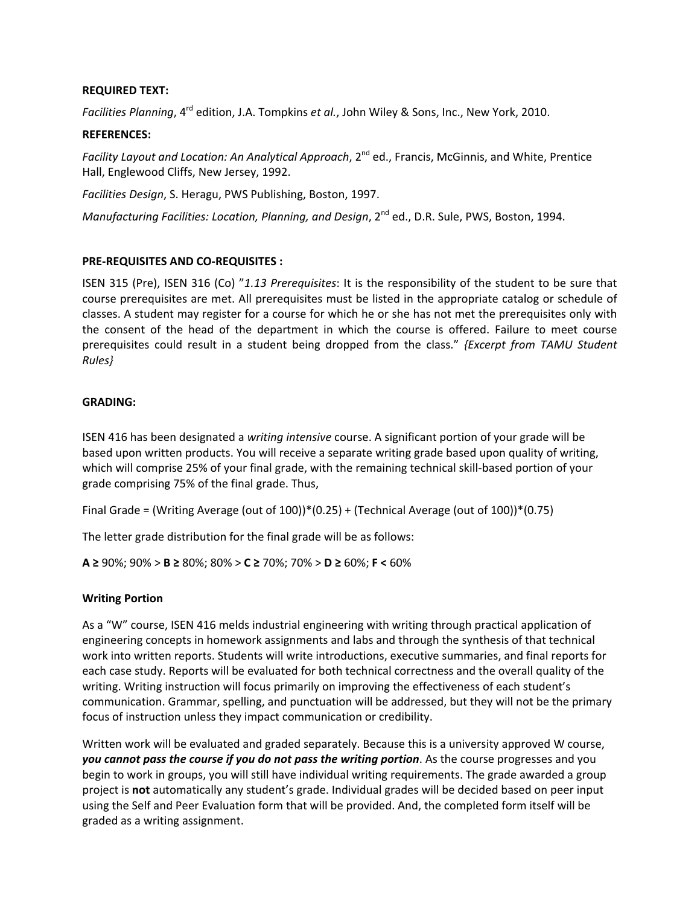**REQUIRED TEXT:**

*Facilities Planning*, 4rd edition, J.A. Tompkins *et al.*, John Wiley & Sons, Inc., New York, 2010.

**REFERENCES:**

*Facility Layout and Location: An Analytical Approach*, 2nd ed., Francis, McGinnis, and White, Prentice Hall, Englewood Cliffs, New Jersey, 1992.

*Facilities Design*, S. Heragu, PWS Publishing, Boston, 1997.

*Manufacturing Facilities: Location, Planning, and Design*, 2nd ed., D.R. Sule, PWS, Boston, 1994.

**PRE-REQUISITES AND CO-REQUISITES :**

ISEN 315 (Pre), ISEN 316 (Co) "*1.13 Prerequisites*: It is the responsibility of the student to be sure that course prerequisites are met. All prerequisites must be listed in the appropriate catalog or schedule of classes. A student may register for a course for which he or she has not met the prerequisites only with the consent of the head of the department in which the course is offered. Failure to meet course prerequisites could result in a student being dropped from the class." *{Excerpt from TAMU Student Rules}*

**GRADING:**

ISEN 416 has been designated a *writing intensive* course. A significant portion of your grade will be based upon written products. You will receive a separate writing grade based upon quality of writing, which will comprise 25% of your final grade, with the remaining technical skill-based portion of your grade comprising 75% of the final grade. Thus,

Final Grade = (Writing Average (out of 100))*(0.25) + (Technical Average (out of 100))*(0.75)

The letter grade distribution for the final grade will be as follows:

**A ≥** 90%; 90% > **B ≥** 80%; 80% > **C ≥** 70%; 70% > **D ≥** 60%; **F <** 60%

**Writing Portion**

As a "W" course, ISEN 416 melds industrial engineering with writing through practical application of engineering concepts in homework assignments and labs and through the synthesis of that technical work into written reports. Students will write introductions, executive summaries, and final reports for each case study. Reports will be evaluated for both technical correctness and the overall quality of the writing. Writing instruction will focus primarily on improving the effectiveness of each student's communication. Grammar, spelling, and punctuation will be addressed, but they will not be the primary focus of instruction unless they impact communication or credibility.

Written work will be evaluated and graded separately. Because this is a university approved W course, ***you cannot pass the course if you do not pass the writing portion***. As the course progresses and you begin to work in groups, you will still have individual writing requirements. The grade awarded a group project is **not** automatically any student's grade. Individual grades will be decided based on peer input using the Self and Peer Evaluation form that will be provided. And, the completed form itself will be graded as a writing assignment.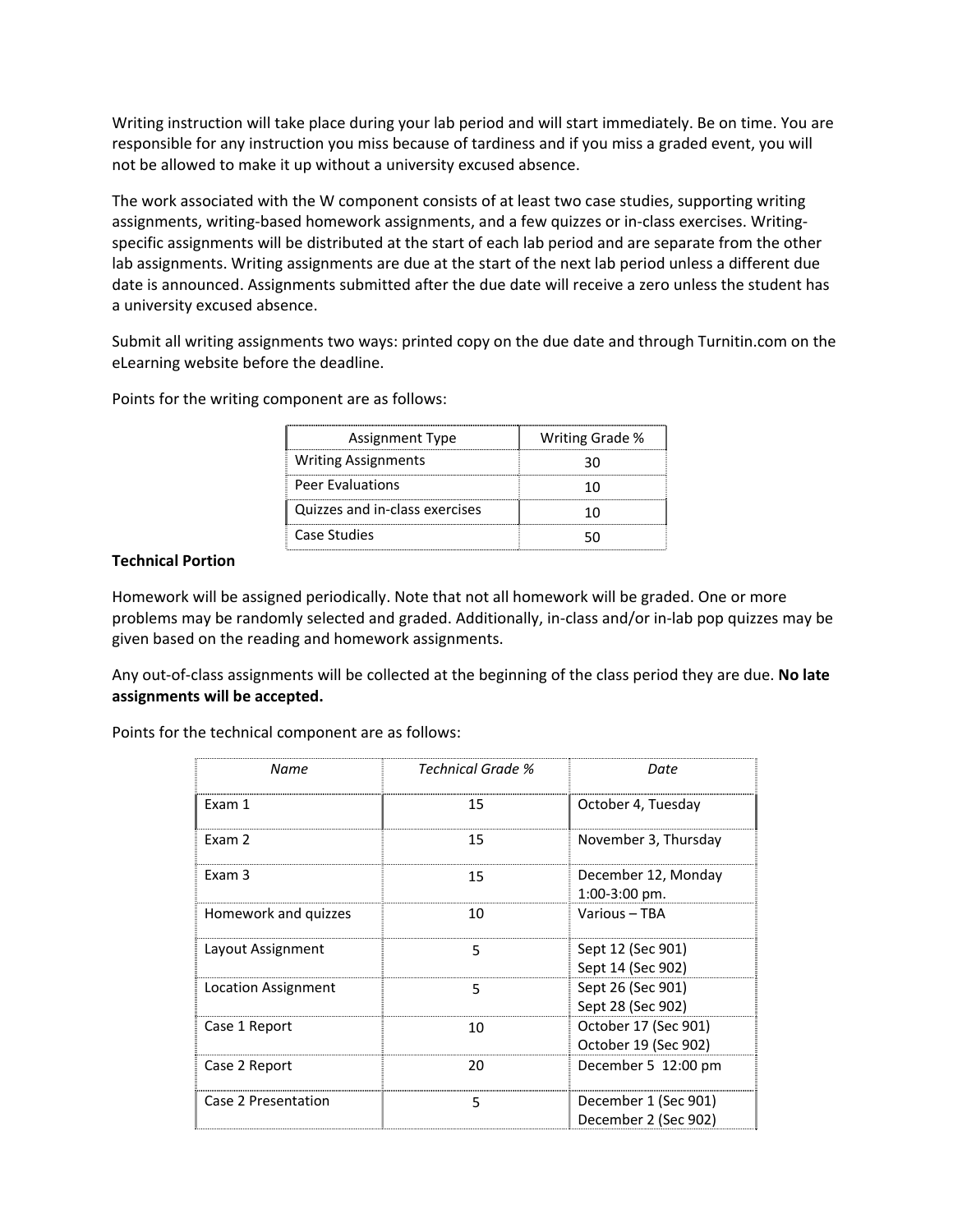Writing instruction will take place during your lab period and will start immediately. Be on time. You are responsible for any instruction you miss because of tardiness and if you miss a graded event, you will not be allowed to make it up without a university excused absence.

The work associated with the W component consists of at least two case studies, supporting writing assignments, writing-based homework assignments, and a few quizzes or in-class exercises. Writing-specific assignments will be distributed at the start of each lab period and are separate from the other lab assignments. Writing assignments are due at the start of the next lab period unless a different due date is announced. Assignments submitted after the due date will receive a zero unless the student has a university excused absence.

Submit all writing assignments two ways: printed copy on the due date and through Turnitin.com on the eLearning website before the deadline.

Points for the writing component are as follows:

| Assignment Type | Writing Grade % |
|---|---|
| Writing Assignments | 30 |
| Peer Evaluations | 10 |
| Quizzes and in-class exercises | 10 |
| Case Studies | 50 |

**Technical Portion**

Homework will be assigned periodically. Note that not all homework will be graded. One or more problems may be randomly selected and graded. Additionally, in-class and/or in-lab pop quizzes may be given based on the reading and homework assignments.

Any out-of-class assignments will be collected at the beginning of the class period they are due. **No late assignments will be accepted.**

Points for the technical component are as follows:

| *Name* | *Technical Grade %* | *Date* |
|---|---|---|
| Exam 1 | 15 | October 4, Tuesday |
| Exam 2 | 15 | November 3, Thursday |
| Exam 3 | 15 | December 12, Monday 1:00-3:00 pm. |
| Homework and quizzes | 10 | Various – TBA |
| Layout Assignment | 5 | Sept 12 (Sec 901) Sept 14 (Sec 902) |
| Location Assignment | 5 | Sept 26 (Sec 901) Sept 28 (Sec 902) |
| Case 1 Report | 10 | October 17 (Sec 901) October 19 (Sec 902) |
| Case 2 Report | 20 | December 5 12:00 pm |
| Case 2 Presentation | 5 | December 1 (Sec 901) December 2 (Sec 902) |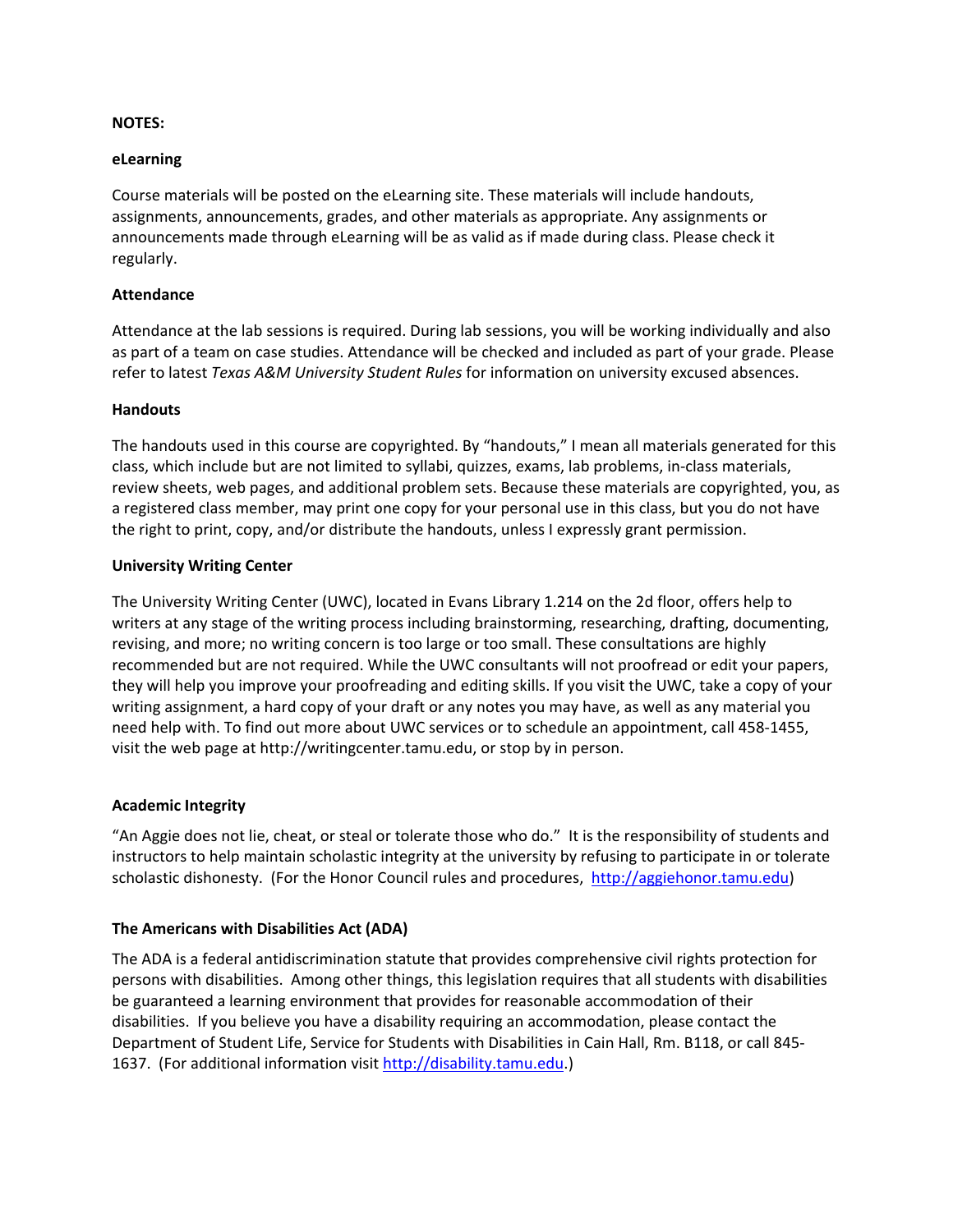**NOTES:**

**eLearning**

Course materials will be posted on the eLearning site. These materials will include handouts, assignments, announcements, grades, and other materials as appropriate. Any assignments or announcements made through eLearning will be as valid as if made during class. Please check it regularly.

**Attendance**

Attendance at the lab sessions is required. During lab sessions, you will be working individually and also as part of a team on case studies. Attendance will be checked and included as part of your grade. Please refer to latest *Texas A&M University Student Rules* for information on university excused absences.

**Handouts**

The handouts used in this course are copyrighted. By "handouts," I mean all materials generated for this class, which include but are not limited to syllabi, quizzes, exams, lab problems, in-class materials, review sheets, web pages, and additional problem sets. Because these materials are copyrighted, you, as a registered class member, may print one copy for your personal use in this class, but you do not have the right to print, copy, and/or distribute the handouts, unless I expressly grant permission.

**University Writing Center**

The University Writing Center (UWC), located in Evans Library 1.214 on the 2d floor, offers help to writers at any stage of the writing process including brainstorming, researching, drafting, documenting, revising, and more; no writing concern is too large or too small. These consultations are highly recommended but are not required. While the UWC consultants will not proofread or edit your papers, they will help you improve your proofreading and editing skills. If you visit the UWC, take a copy of your writing assignment, a hard copy of your draft or any notes you may have, as well as any material you need help with. To find out more about UWC services or to schedule an appointment, call 458-1455, visit the web page at http://writingcenter.tamu.edu, or stop by in person.

**Academic Integrity**

"An Aggie does not lie, cheat, or steal or tolerate those who do." It is the responsibility of students and instructors to help maintain scholastic integrity at the university by refusing to participate in or tolerate scholastic dishonesty. (For the Honor Council rules and procedures, http://aggiehonor.tamu.edu)

**The Americans with Disabilities Act (ADA)**

The ADA is a federal antidiscrimination statute that provides comprehensive civil rights protection for persons with disabilities. Among other things, this legislation requires that all students with disabilities be guaranteed a learning environment that provides for reasonable accommodation of their disabilities. If you believe you have a disability requiring an accommodation, please contact the Department of Student Life, Service for Students with Disabilities in Cain Hall, Rm. B118, or call 845-1637. (For additional information visit http://disability.tamu.edu.)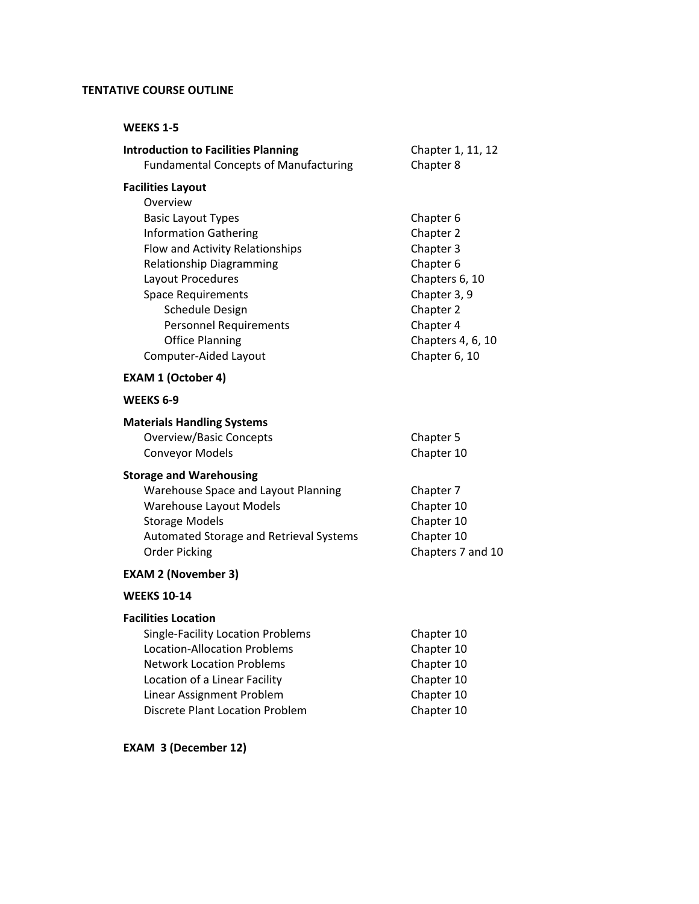## TENTATIVE COURSE OUTLINE

### WEEKS 1-5

| | |
|---|---|
| **Introduction to Facilities Planning** | Chapter 1, 11, 12 |
| Fundamental Concepts of Manufacturing | Chapter 8 |
| **Facilities Layout** | |
| Overview | |
| Basic Layout Types | Chapter 6 |
| Information Gathering | Chapter 2 |
| Flow and Activity Relationships | Chapter 3 |
| Relationship Diagramming | Chapter 6 |
| Layout Procedures | Chapters 6, 10 |
| Space Requirements | Chapter 3, 9 |
| Schedule Design | Chapter 2 |
| Personnel Requirements | Chapter 4 |
| Office Planning | Chapters 4, 6, 10 |
| Computer-Aided Layout | Chapter 6, 10 |

**EXAM 1 (October 4)**

### WEEKS 6-9

| | |
|---|---|
| **Materials Handling Systems** | |
| Overview/Basic Concepts | Chapter 5 |
| Conveyor Models | Chapter 10 |
| **Storage and Warehousing** | |
| Warehouse Space and Layout Planning | Chapter 7 |
| Warehouse Layout Models | Chapter 10 |
| Storage Models | Chapter 10 |
| Automated Storage and Retrieval Systems | Chapter 10 |
| Order Picking | Chapters 7 and 10 |

**EXAM 2 (November 3)**

### WEEKS 10-14

| | |
|---|---|
| **Facilities Location** | |
| Single-Facility Location Problems | Chapter 10 |
| Location-Allocation Problems | Chapter 10 |
| Network Location Problems | Chapter 10 |
| Location of a Linear Facility | Chapter 10 |
| Linear Assignment Problem | Chapter 10 |
| Discrete Plant Location Problem | Chapter 10 |

**EXAM 3 (December 12)**